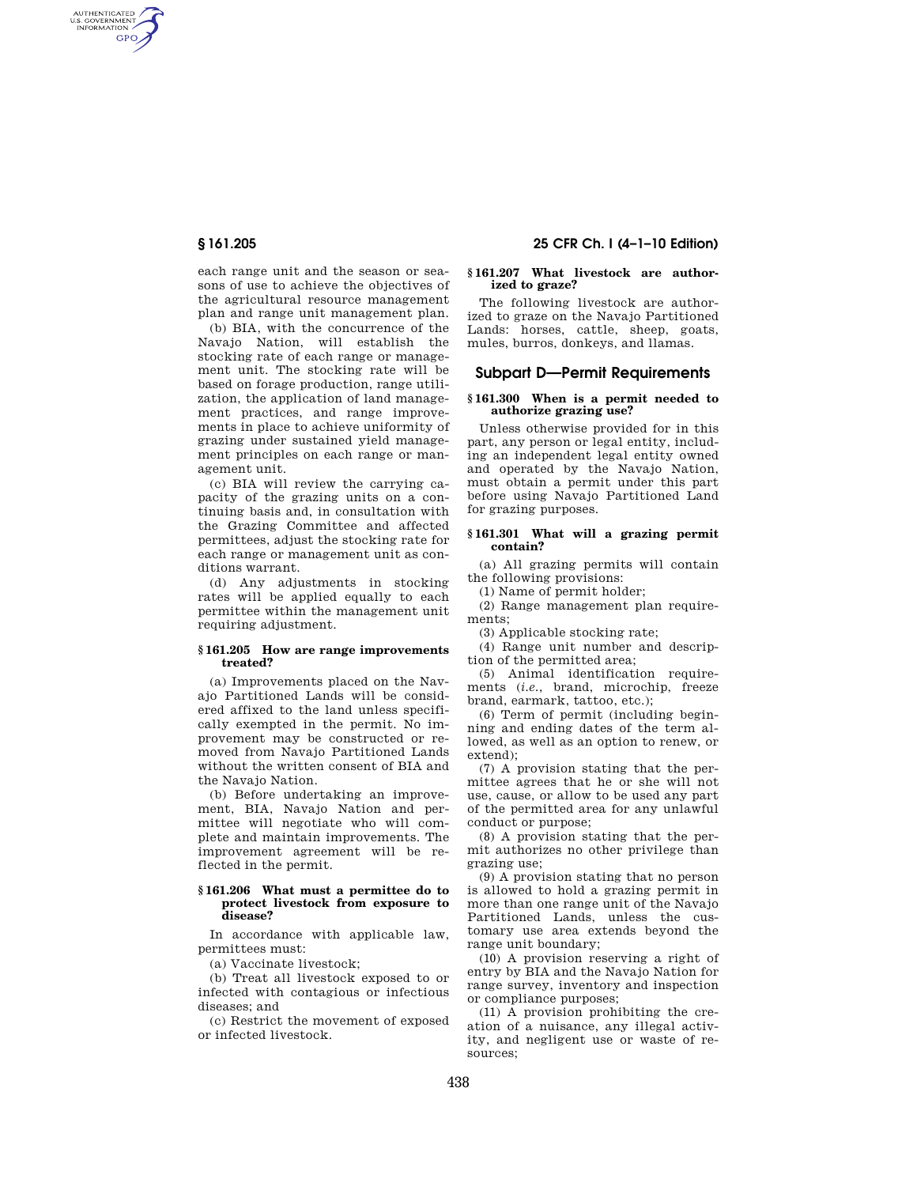each range unit and the season or seasons of use to achieve the objectives of the agricultural resource management plan and range unit management plan.

(b) BIA, with the concurrence of the Navajo Nation, will establish the stocking rate of each range or management unit. The stocking rate will be based on forage production, range utilization, the application of land management practices, and range improvements in place to achieve uniformity of grazing under sustained yield management principles on each range or management unit.

(c) BIA will review the carrying capacity of the grazing units on a continuing basis and, in consultation with the Grazing Committee and affected permittees, adjust the stocking rate for each range or management unit as conditions warrant.

(d) Any adjustments in stocking rates will be applied equally to each permittee within the management unit requiring adjustment.

### § 161.205 How are range improvements treated?

(a) Improvements placed on the Navajo Partitioned Lands will be considered affixed to the land unless specifically exempted in the permit. No improvement may be constructed or removed from Navajo Partitioned Lands without the written consent of BIA and the Navajo Nation.

(b) Before undertaking an improvement, BIA, Navajo Nation and permittee will negotiate who will complete and maintain improvements. The improvement agreement will be reflected in the permit.

### § 161.206 What must a permittee do to protect livestock from exposure to disease?

In accordance with applicable law, permittees must:

(a) Vaccinate livestock;

(b) Treat all livestock exposed to or infected with contagious or infectious diseases; and

(c) Restrict the movement of exposed or infected livestock.

### § 161.207 What livestock are authorized to graze?

The following livestock are authorized to graze on the Navajo Partitioned Lands: horses, cattle, sheep, goats, mules, burros, donkeys, and llamas.

## Subpart D—Permit Requirements

### § 161.300 When is a permit needed to authorize grazing use?

Unless otherwise provided for in this part, any person or legal entity, including an independent legal entity owned and operated by the Navajo Nation, must obtain a permit under this part before using Navajo Partitioned Land for grazing purposes.

### § 161.301 What will a grazing permit contain?

(a) All grazing permits will contain the following provisions:

(1) Name of permit holder;

(2) Range management plan requirements;

(3) Applicable stocking rate;

(4) Range unit number and description of the permitted area;

(5) Animal identification requirements (*i.e.*, brand, microchip, freeze brand, earmark, tattoo, etc.);

(6) Term of permit (including beginning and ending dates of the term allowed, as well as an option to renew, or extend);

(7) A provision stating that the permittee agrees that he or she will not use, cause, or allow to be used any part of the permitted area for any unlawful conduct or purpose;

(8) A provision stating that the permit authorizes no other privilege than grazing use;

(9) A provision stating that no person is allowed to hold a grazing permit in more than one range unit of the Navajo Partitioned Lands, unless the customary use area extends beyond the range unit boundary;

(10) A provision reserving a right of entry by BIA and the Navajo Nation for range survey, inventory and inspection or compliance purposes;

(11) A provision prohibiting the creation of a nuisance, any illegal activity, and negligent use or waste of resources;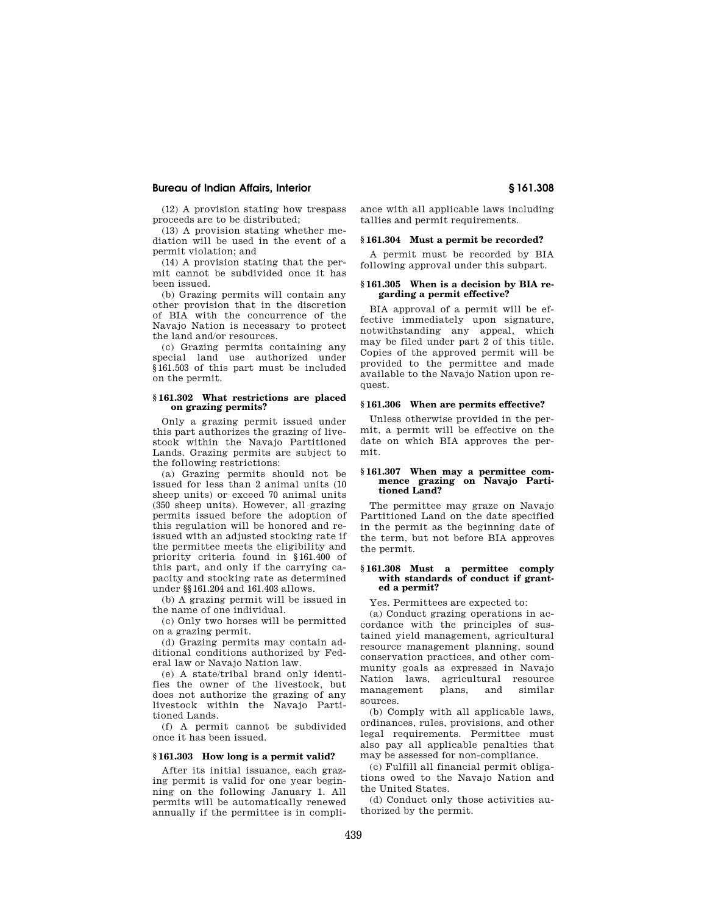(12) A provision stating how trespass proceeds are to be distributed;

(13) A provision stating whether mediation will be used in the event of a permit violation; and

(14) A provision stating that the permit cannot be subdivided once it has been issued.

(b) Grazing permits will contain any other provision that in the discretion of BIA with the concurrence of the Navajo Nation is necessary to protect the land and/or resources.

(c) Grazing permits containing any special land use authorized under §161.503 of this part must be included on the permit.

### § 161.302 What restrictions are placed on grazing permits?

Only a grazing permit issued under this part authorizes the grazing of livestock within the Navajo Partitioned Lands. Grazing permits are subject to the following restrictions:

(a) Grazing permits should not be issued for less than 2 animal units (10 sheep units) or exceed 70 animal units (350 sheep units). However, all grazing permits issued before the adoption of this regulation will be honored and reissued with an adjusted stocking rate if the permittee meets the eligibility and priority criteria found in §161.400 of this part, and only if the carrying capacity and stocking rate as determined under §§161.204 and 161.403 allows.

(b) A grazing permit will be issued in the name of one individual.

(c) Only two horses will be permitted on a grazing permit.

(d) Grazing permits may contain additional conditions authorized by Federal law or Navajo Nation law.

(e) A state/tribal brand only identifies the owner of the livestock, but does not authorize the grazing of any livestock within the Navajo Partitioned Lands.

(f) A permit cannot be subdivided once it has been issued.

### § 161.303 How long is a permit valid?

After its initial issuance, each grazing permit is valid for one year beginning on the following January 1. All permits will be automatically renewed annually if the permittee is in compliance with all applicable laws including tallies and permit requirements.

### § 161.304 Must a permit be recorded?

A permit must be recorded by BIA following approval under this subpart.

### § 161.305 When is a decision by BIA regarding a permit effective?

BIA approval of a permit will be effective immediately upon signature, notwithstanding any appeal, which may be filed under part 2 of this title. Copies of the approved permit will be provided to the permittee and made available to the Navajo Nation upon request.

### § 161.306 When are permits effective?

Unless otherwise provided in the permit, a permit will be effective on the date on which BIA approves the permit.

### § 161.307 When may a permittee commence grazing on Navajo Partitioned Land?

The permittee may graze on Navajo Partitioned Land on the date specified in the permit as the beginning date of the term, but not before BIA approves the permit.

### § 161.308 Must a permittee comply with standards of conduct if granted a permit?

Yes. Permittees are expected to:

(a) Conduct grazing operations in accordance with the principles of sustained yield management, agricultural resource management planning, sound conservation practices, and other community goals as expressed in Navajo Nation laws, agricultural resource management plans, and similar sources.

(b) Comply with all applicable laws, ordinances, rules, provisions, and other legal requirements. Permittee must also pay all applicable penalties that may be assessed for non-compliance.

(c) Fulfill all financial permit obligations owed to the Navajo Nation and the United States.

(d) Conduct only those activities authorized by the permit.